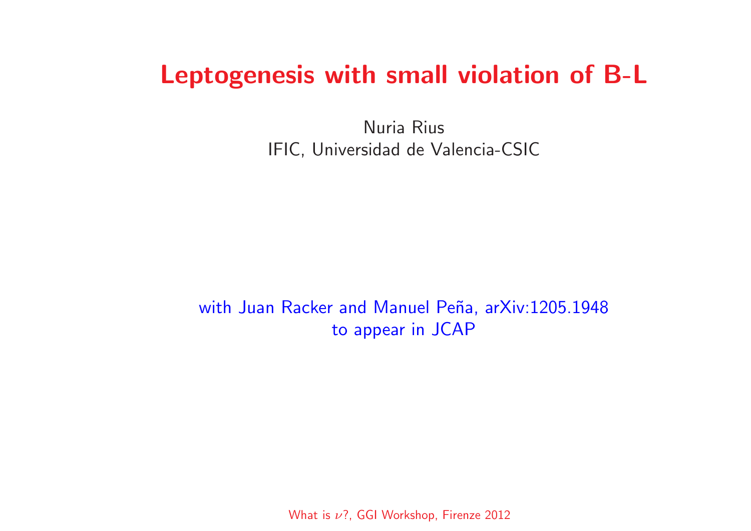# Leptogenesis with small violation of B-L

Nuria Rius

IFIC, Universidad de Valencia-CSIC

with Juan Racker and Manuel Peña, arXiv:1205.1948

to appear in JCAP

What is $\nu$?, GGI Workshop, Firenze 2012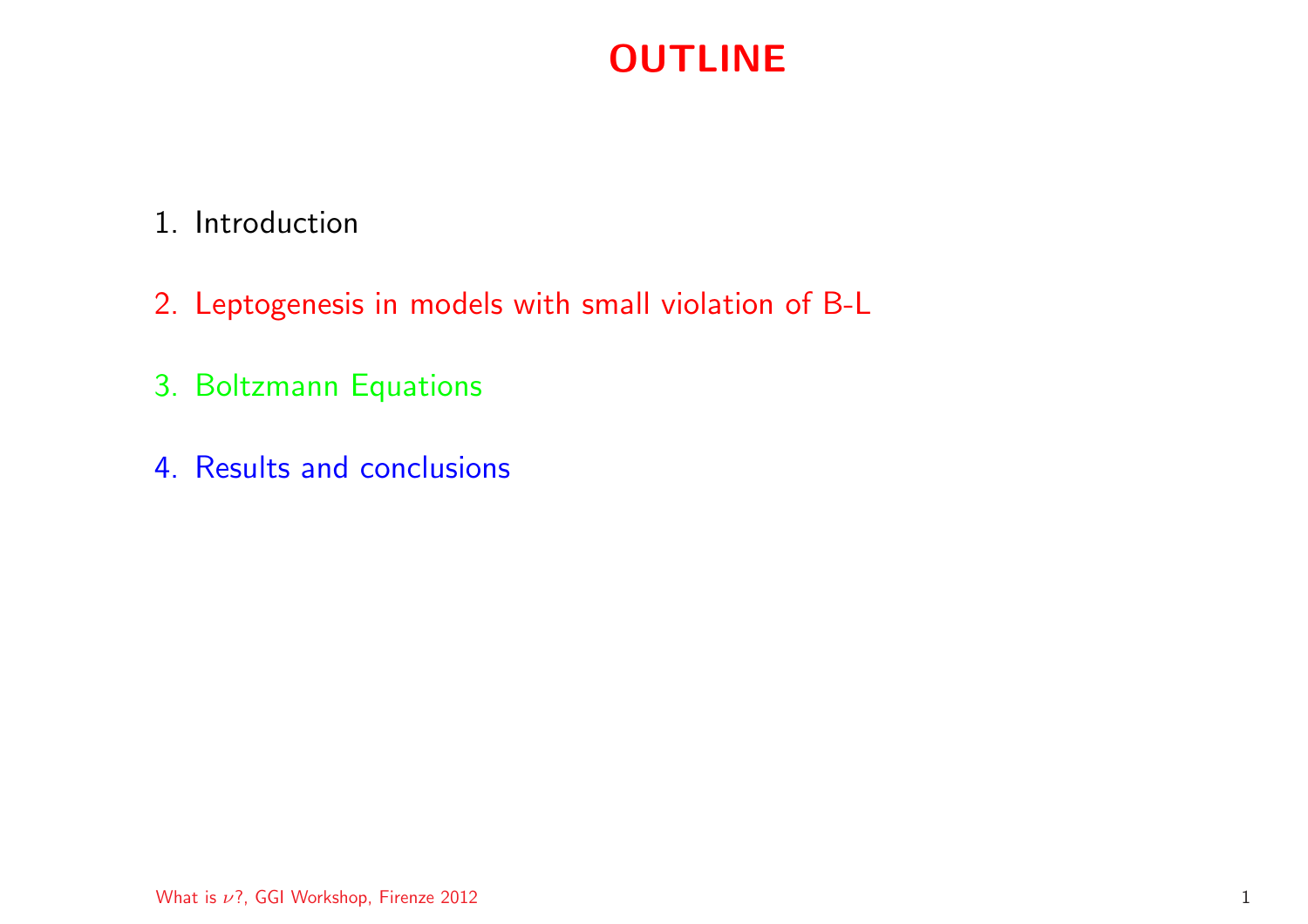# OUTLINE

1. Introduction
2. Leptogenesis in models with small violation of B-L
3. Boltzmann Equations
4. Results and conclusions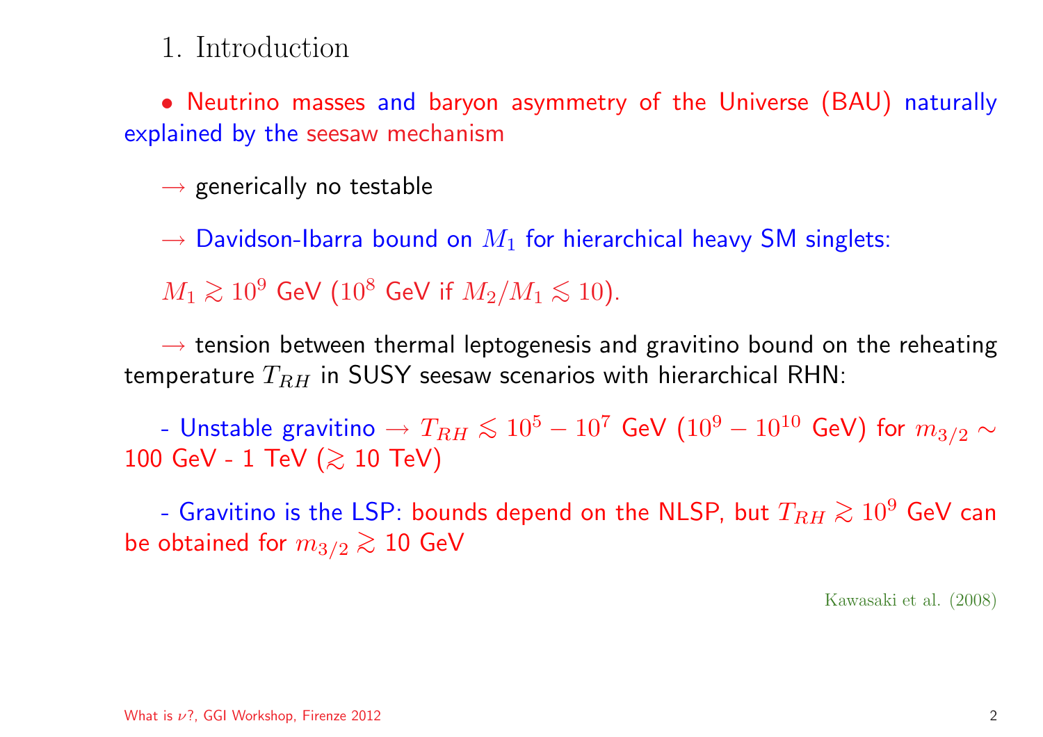# 1. Introduction

• Neutrino masses and baryon asymmetry of the Universe (BAU) naturally explained by the seesaw mechanism

$\rightarrow$ generically no testable

$\rightarrow$ Davidson-Ibarra bound on $M_1$ for hierarchical heavy SM singlets:

$M_1 \gtrsim 10^9$ GeV ($10^8$ GeV if $M_2/M_1 \lesssim 10$).

$\rightarrow$ tension between thermal leptogenesis and gravitino bound on the reheating temperature $T_{RH}$ in SUSY seesaw scenarios with hierarchical RHN:

- Unstable gravitino $\rightarrow T_{RH} \lesssim 10^5 - 10^7$ GeV ($10^9 - 10^{10}$ GeV) for $m_{3/2} \sim$ 100 GeV - 1 TeV ($\gtrsim$ 10 TeV)

- Gravitino is the LSP: bounds depend on the NLSP, but $T_{RH} \gtrsim 10^9$ GeV can be obtained for $m_{3/2} \gtrsim$ 10 GeV

Kawasaki et al. (2008)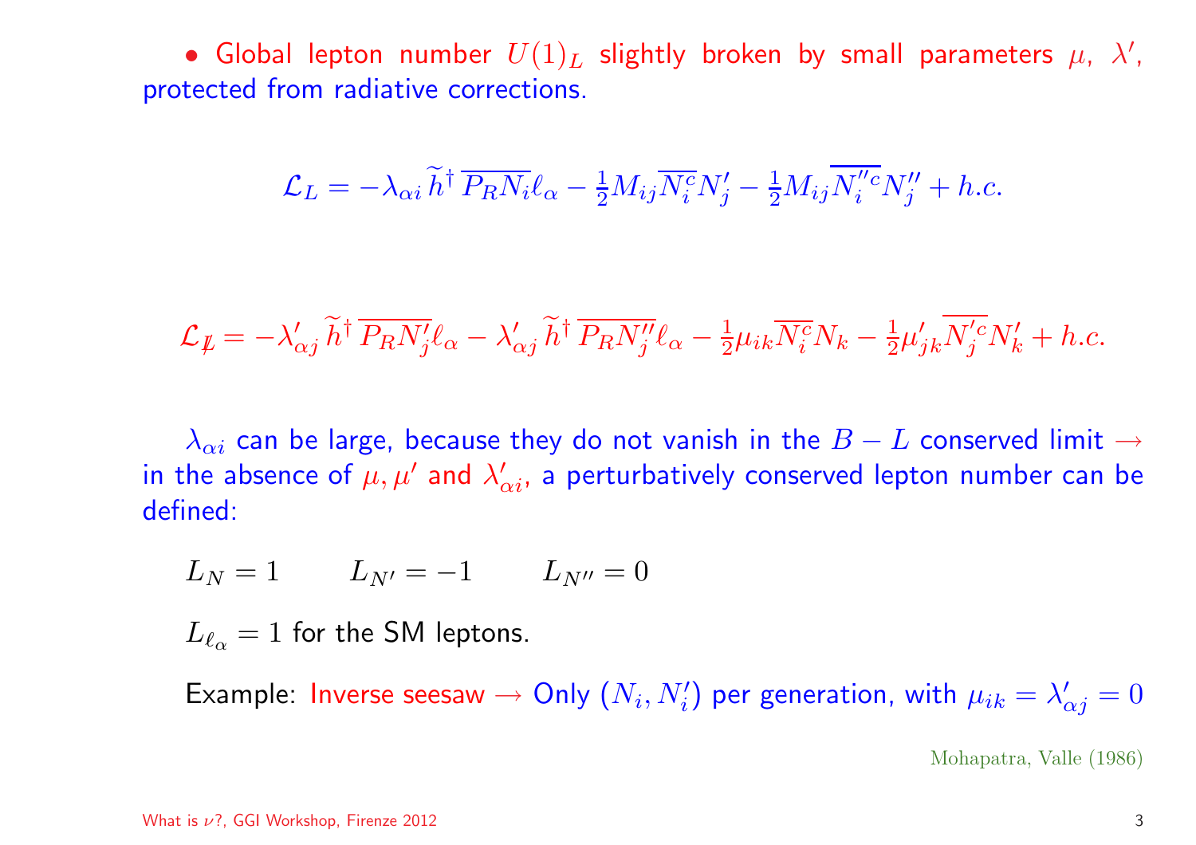- Global lepton number $U(1)_L$ slightly broken by small parameters $\mu$, $\lambda'$, protected from radiative corrections.

$$\mathcal{L}_L = -\lambda_{\alpha i}\, \widetilde{h}^\dagger\, \overline{P_R N_i} \ell_\alpha - \tfrac{1}{2} M_{ij} \overline{N_i^c} N_j' - \tfrac{1}{2} M_{ij} \overline{N_i^{\prime\prime c}} N_j'' + h.c.$$

$$\mathcal{L}_{\not L} = -\lambda'_{\alpha j}\, \widetilde{h}^\dagger\, \overline{P_R N_j'} \ell_\alpha - \lambda'_{\alpha j}\, \widetilde{h}^\dagger\, \overline{P_R N_j''} \ell_\alpha - \tfrac{1}{2} \mu_{ik} \overline{N_i^c} N_k - \tfrac{1}{2} \mu'_{jk} \overline{N_j^{\prime c}} N_k' + h.c.$$

$\lambda_{\alpha i}$ can be large, because they do not vanish in the $B-L$ conserved limit $\rightarrow$ in the absence of $\mu, \mu'$ and $\lambda'_{\alpha i}$, a perturbatively conserved lepton number can be defined:

$L_N = 1 \qquad L_{N'} = -1 \qquad L_{N''} = 0$

$L_{\ell_\alpha} = 1$ for the SM leptons.

Example: Inverse seesaw $\rightarrow$ Only $(N_i, N_i')$ per generation, with $\mu_{ik} = \lambda'_{\alpha j} = 0$

Mohapatra, Valle (1986)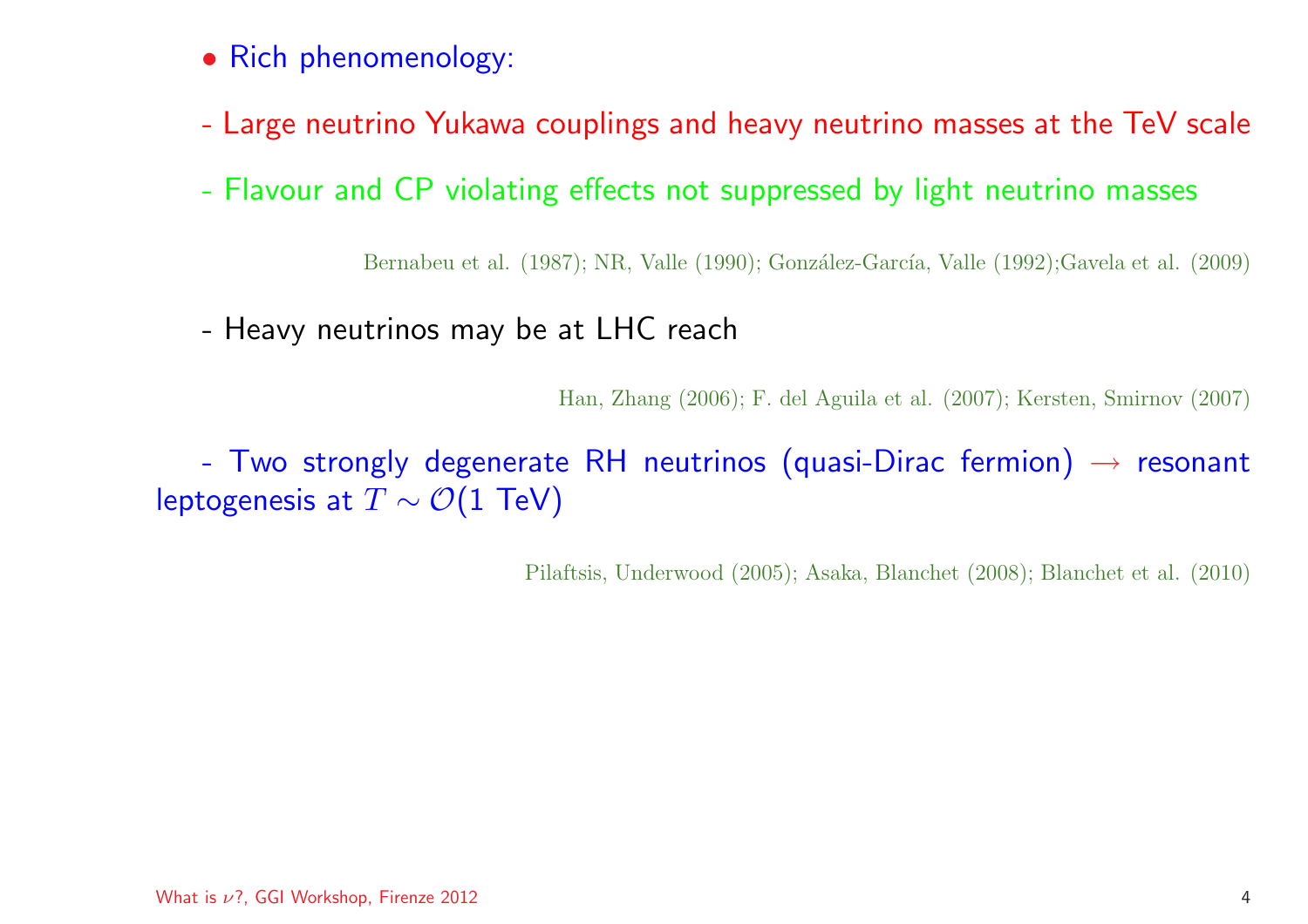- Rich phenomenology:

- Large neutrino Yukawa couplings and heavy neutrino masses at the TeV scale

- Flavour and CP violating effects not suppressed by light neutrino masses

Bernabeu et al. (1987); NR, Valle (1990); González-García, Valle (1992);Gavela et al. (2009)

- Heavy neutrinos may be at LHC reach

Han, Zhang (2006); F. del Aguila et al. (2007); Kersten, Smirnov (2007)

- Two strongly degenerate RH neutrinos (quasi-Dirac fermion) $\rightarrow$ resonant leptogenesis at $T \sim \mathcal{O}(1\text{ TeV})$

Pilaftsis, Underwood (2005); Asaka, Blanchet (2008); Blanchet et al. (2010)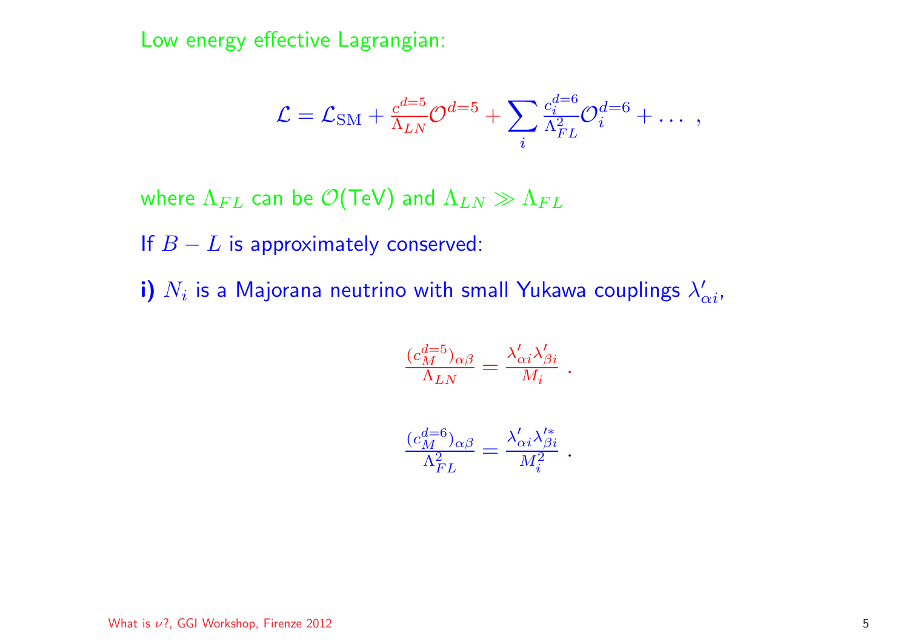Low energy effective Lagrangian:

$$\mathcal{L} = \mathcal{L}_{\rm SM} + \frac{c^{d=5}}{\Lambda_{LN}}\mathcal{O}^{d=5} + \sum_i \frac{c_i^{d=6}}{\Lambda_{FL}^2}\mathcal{O}_i^{d=6} + \ldots \ ,$$

where $\Lambda_{FL}$ can be $\mathcal{O}$(TeV) and $\Lambda_{LN} \gg \Lambda_{FL}$

If $B-L$ is approximately conserved:

**i)** $N_i$ is a Majorana neutrino with small Yukawa couplings $\lambda'_{\alpha i}$,

$$\frac{(c_M^{d=5})_{\alpha\beta}}{\Lambda_{LN}} = \frac{\lambda'_{\alpha i}\lambda'_{\beta i}}{M_i} \ .$$

$$\frac{(c_M^{d=6})_{\alpha\beta}}{\Lambda_{FL}^2} = \frac{\lambda'_{\alpha i}\lambda'^{*}_{\beta i}}{M_i^2} \ .$$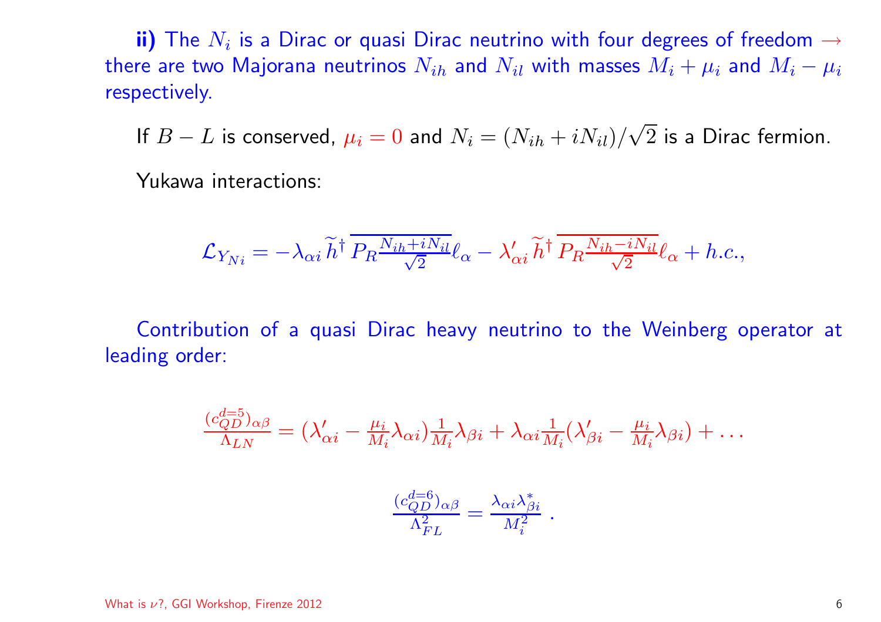**ii)** The $N_i$ is a Dirac or quasi Dirac neutrino with four degrees of freedom $\rightarrow$ there are two Majorana neutrinos $N_{ih}$ and $N_{il}$ with masses $M_i + \mu_i$ and $M_i - \mu_i$ respectively.

If $B - L$ is conserved, $\mu_i = 0$ and $N_i = (N_{ih} + iN_{il})/\sqrt{2}$ is a Dirac fermion.

Yukawa interactions:

$$\mathcal{L}_{Y_{Ni}} = -\lambda_{\alpha i} \widetilde{h}^\dagger \, \overline{P_R \frac{N_{ih} + iN_{il}}{\sqrt{2}}} \ell_\alpha - \lambda'_{\alpha i} \widetilde{h}^\dagger \, \overline{P_R \frac{N_{ih} - iN_{il}}{\sqrt{2}}} \ell_\alpha + h.c.,$$

Contribution of a quasi Dirac heavy neutrino to the Weinberg operator at leading order:

$$\frac{(c_{QD}^{d=5})_{\alpha\beta}}{\Lambda_{LN}} = (\lambda'_{\alpha i} - \frac{\mu_i}{M_i}\lambda_{\alpha i})\frac{1}{M_i}\lambda_{\beta i} + \lambda_{\alpha i}\frac{1}{M_i}(\lambda'_{\beta i} - \frac{\mu_i}{M_i}\lambda_{\beta i}) + \ldots$$

$$\frac{(c_{QD}^{d=6})_{\alpha\beta}}{\Lambda_{FL}^2} = \frac{\lambda_{\alpha i}\lambda^*_{\beta i}}{M_i^2} \; .$$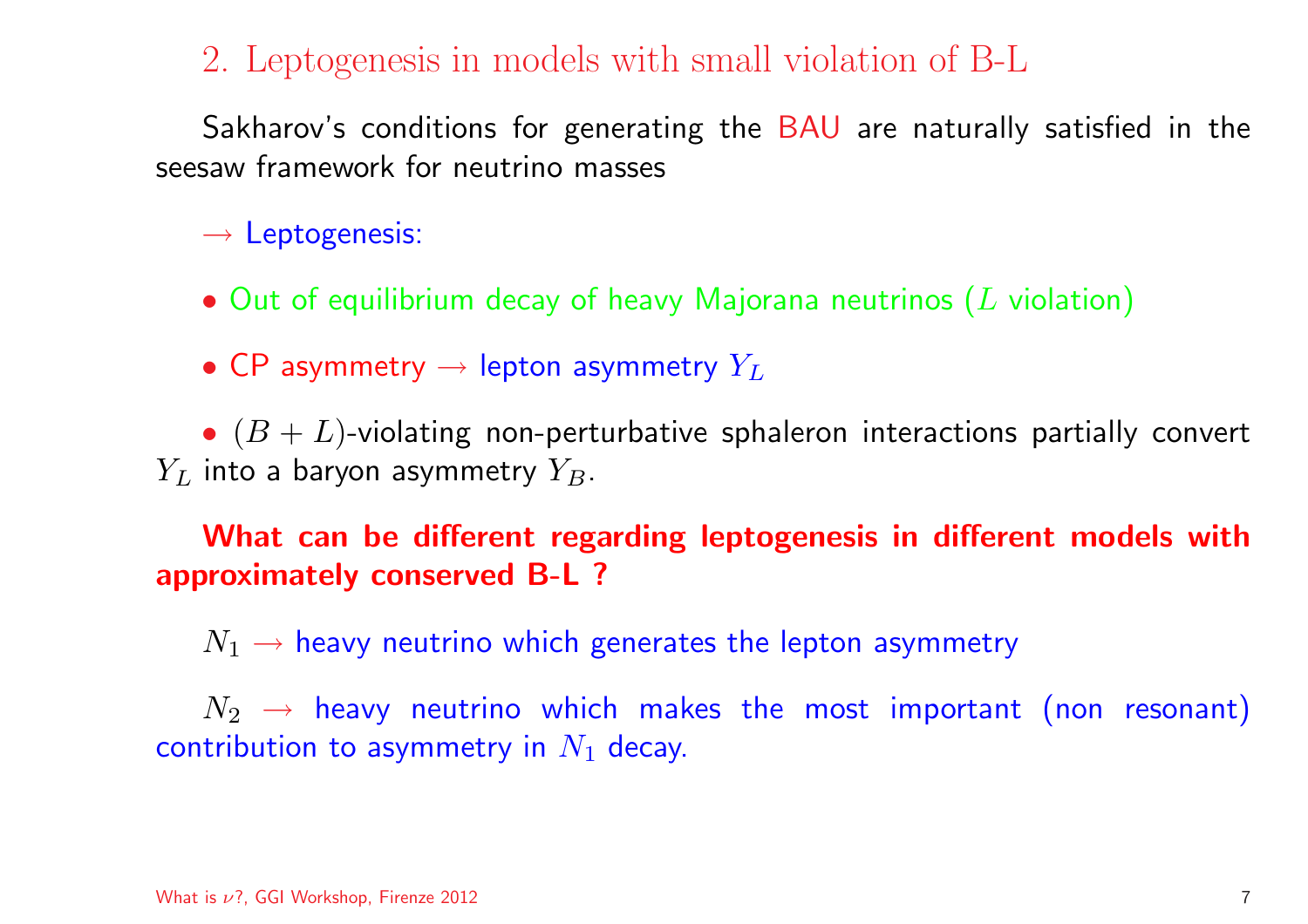## 2. Leptogenesis in models with small violation of B-L

Sakharov's conditions for generating the BAU are naturally satisfied in the seesaw framework for neutrino masses

$\rightarrow$ Leptogenesis:

- Out of equilibrium decay of heavy Majorana neutrinos ($L$ violation)

- CP asymmetry $\rightarrow$ lepton asymmetry $Y_L$

- $(B+L)$-violating non-perturbative sphaleron interactions partially convert $Y_L$ into a baryon asymmetry $Y_B$.

**What can be different regarding leptogenesis in different models with approximately conserved B-L ?**

$N_1 \rightarrow$ heavy neutrino which generates the lepton asymmetry

$N_2 \rightarrow$ heavy neutrino which makes the most important (non resonant) contribution to asymmetry in $N_1$ decay.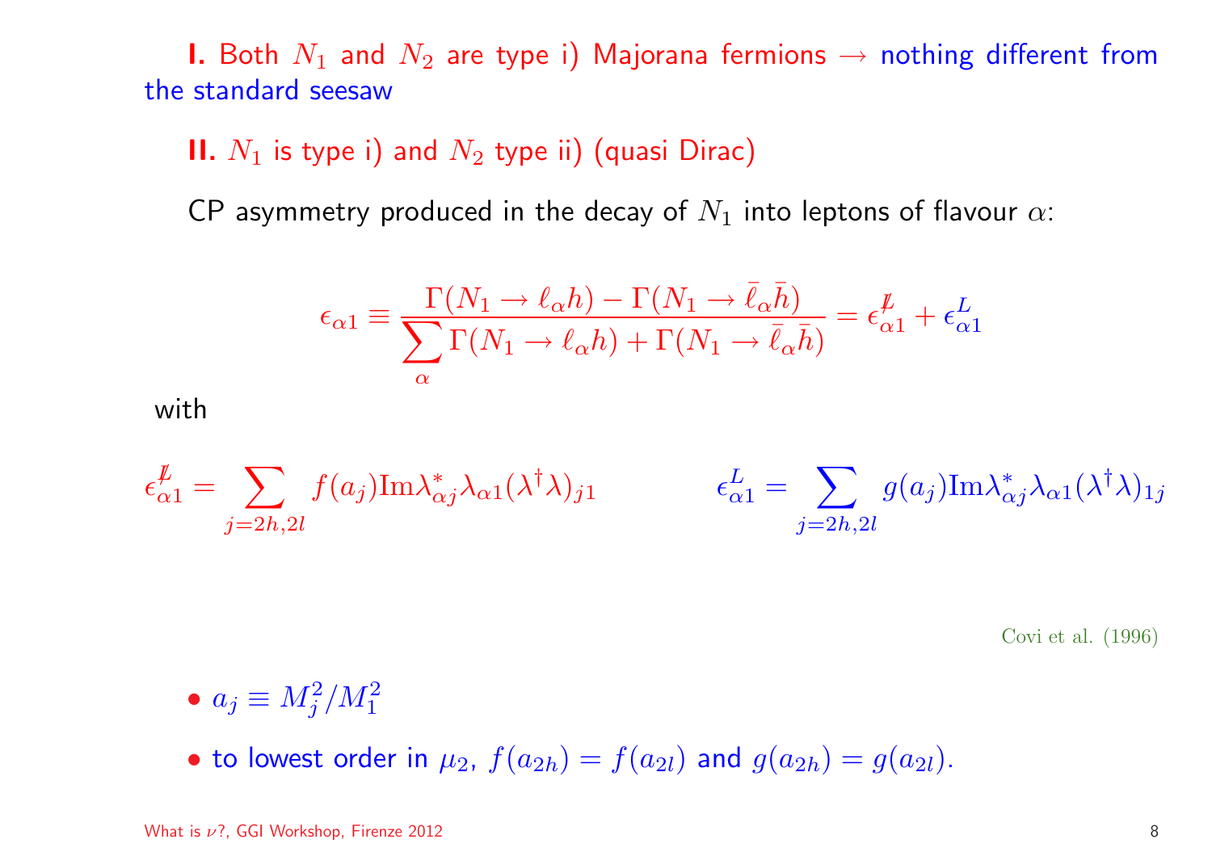**I.** Both $N_1$ and $N_2$ are type i) Majorana fermions $\rightarrow$ nothing different from the standard seesaw

**II.** $N_1$ is type i) and $N_2$ type ii) (quasi Dirac)

CP asymmetry produced in the decay of $N_1$ into leptons of flavour $\alpha$:

$$\epsilon_{\alpha 1} \equiv \frac{\Gamma(N_1 \rightarrow \ell_\alpha h) - \Gamma(N_1 \rightarrow \bar{\ell}_\alpha \bar{h})}{\sum_\alpha \Gamma(N_1 \rightarrow \ell_\alpha h) + \Gamma(N_1 \rightarrow \bar{\ell}_\alpha \bar{h})} = \epsilon_{\alpha 1}^{\not{L}} + \epsilon_{\alpha 1}^{L}$$

with

$$\epsilon_{\alpha 1}^{\not{L}} = \sum_{j=2h,2l} f(a_j) \mathrm{Im} \lambda_{\alpha j}^* \lambda_{\alpha 1} (\lambda^\dagger \lambda)_{j1} \qquad \epsilon_{\alpha 1}^{L} = \sum_{j=2h,2l} g(a_j) \mathrm{Im} \lambda_{\alpha j}^* \lambda_{\alpha 1} (\lambda^\dagger \lambda)_{1j}$$

Covi et al. (1996)

- $a_j \equiv M_j^2 / M_1^2$
- to lowest order in $\mu_2$, $f(a_{2h}) = f(a_{2l})$ and $g(a_{2h}) = g(a_{2l})$.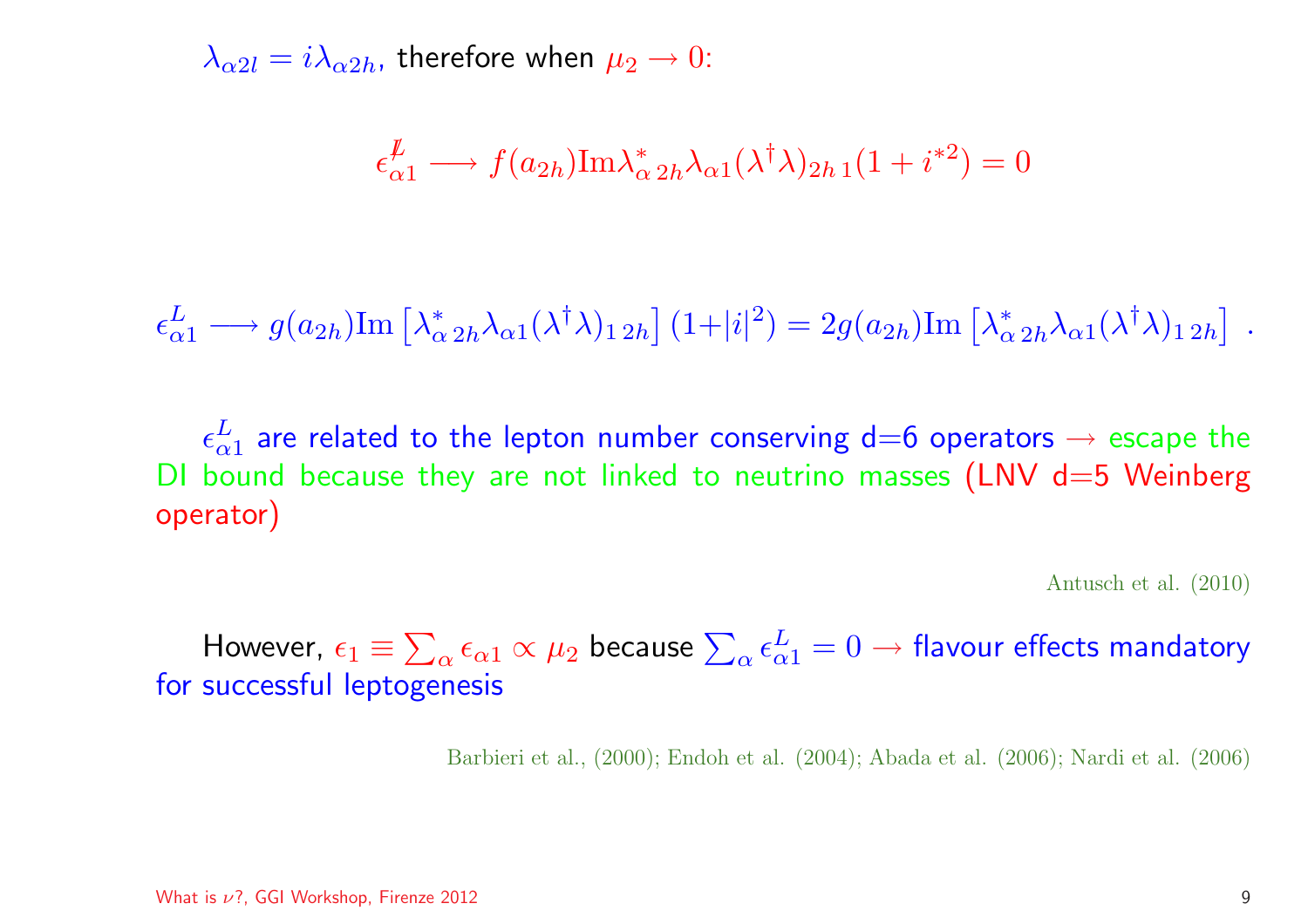$\lambda_{\alpha 2l} = i\lambda_{\alpha 2h}$, therefore when $\mu_2 \to 0$:

$$\epsilon^{\not L}_{\alpha 1} \longrightarrow f(a_{2h}) \mathrm{Im} \lambda^*_{\alpha\, 2h} \lambda_{\alpha 1} (\lambda^\dagger \lambda)_{2h\, 1} (1 + i^{*2}) = 0$$

$$\epsilon^{L}_{\alpha 1} \longrightarrow g(a_{2h}) \mathrm{Im} \left[ \lambda^*_{\alpha\, 2h} \lambda_{\alpha 1} (\lambda^\dagger \lambda)_{1\, 2h} \right] (1 + |i|^2) = 2 g(a_{2h}) \mathrm{Im} \left[ \lambda^*_{\alpha\, 2h} \lambda_{\alpha 1} (\lambda^\dagger \lambda)_{1\, 2h} \right] \ .$$

$\epsilon^{L}_{\alpha 1}$ are related to the lepton number conserving d=6 operators $\rightarrow$ escape the DI bound because they are not linked to neutrino masses (LNV d=5 Weinberg operator)

Antusch et al. (2010)

However, $\epsilon_1 \equiv \sum_\alpha \epsilon_{\alpha 1} \propto \mu_2$ because $\sum_\alpha \epsilon^L_{\alpha 1} = 0 \rightarrow$ flavour effects mandatory for successful leptogenesis

Barbieri et al., (2000); Endoh et al. (2004); Abada et al. (2006); Nardi et al. (2006)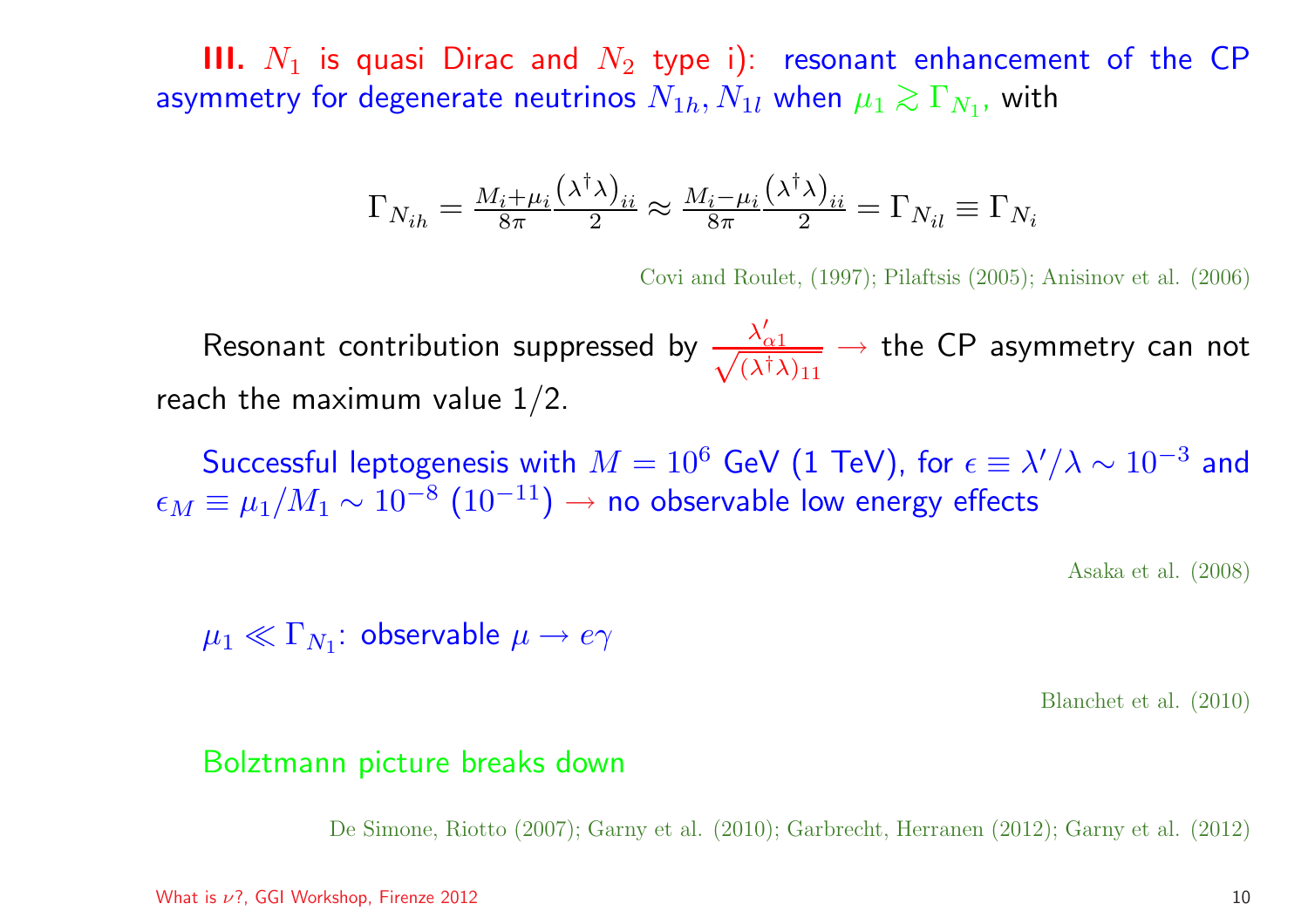**III.** $N_1$ is quasi Dirac and $N_2$ type i): resonant enhancement of the CP asymmetry for degenerate neutrinos $N_{1h}, N_{1l}$ when $\mu_1 \gtrsim \Gamma_{N_1}$, with

$$\Gamma_{N_{ih}} = \frac{M_i+\mu_i}{8\pi}\frac{\left(\lambda^\dagger\lambda\right)_{ii}}{2} \approx \frac{M_i-\mu_i}{8\pi}\frac{\left(\lambda^\dagger\lambda\right)_{ii}}{2} = \Gamma_{N_{il}} \equiv \Gamma_{N_i}$$

Covi and Roulet, (1997); Pilaftsis (2005); Anisinov et al. (2006)

Resonant contribution suppressed by $\frac{\lambda'_{\alpha 1}}{\sqrt{(\lambda^\dagger\lambda)_{11}}}$ $\rightarrow$ the CP asymmetry can not reach the maximum value 1/2.

Successful leptogenesis with $M = 10^6$ GeV (1 TeV), for $\epsilon \equiv \lambda'/\lambda \sim 10^{-3}$ and $\epsilon_M \equiv \mu_1/M_1 \sim 10^{-8}$ $(10^{-11})$ $\rightarrow$ no observable low energy effects

Asaka et al. (2008)

$\mu_1 \ll \Gamma_{N_1}$: observable $\mu \rightarrow e\gamma$

Blanchet et al. (2010)

Bolztmann picture breaks down

De Simone, Riotto (2007); Garny et al. (2010); Garbrecht, Herranen (2012); Garny et al. (2012)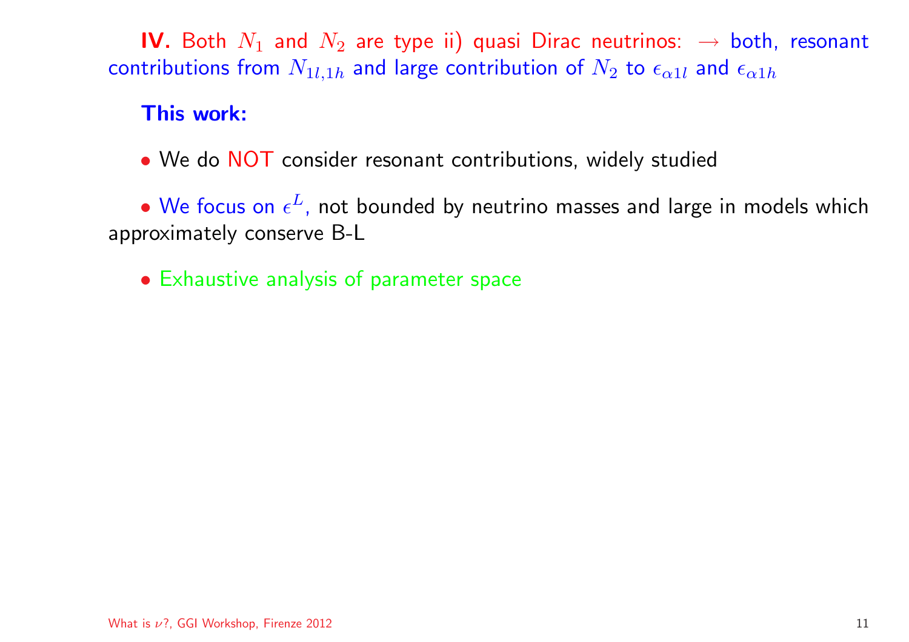**IV.** Both $N_1$ and $N_2$ are type ii) quasi Dirac neutrinos: $\rightarrow$ both, resonant contributions from $N_{1l,1h}$ and large contribution of $N_2$ to $\epsilon_{\alpha 1l}$ and $\epsilon_{\alpha 1h}$

**This work:**

- We do NOT consider resonant contributions, widely studied

- We focus on $\epsilon^L$, not bounded by neutrino masses and large in models which approximately conserve B-L

- Exhaustive analysis of parameter space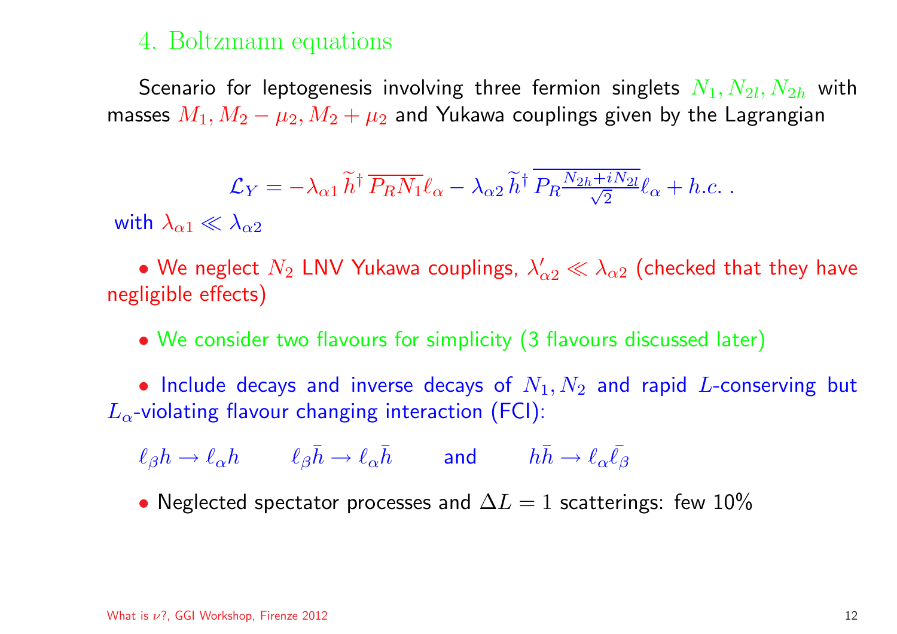## 4. Boltzmann equations

Scenario for leptogenesis involving three fermion singlets $N_1, N_{2l}, N_{2h}$ with masses $M_1, M_2 - \mu_2, M_2 + \mu_2$ and Yukawa couplings given by the Lagrangian

$$\mathcal{L}_Y = -\lambda_{\alpha 1}\, \widetilde{h}^\dagger\, \overline{P_R N_1} \ell_\alpha - \lambda_{\alpha 2}\, \widetilde{h}^\dagger\, \overline{P_R \frac{N_{2h} + i N_{2l}}{\sqrt{2}}} \ell_\alpha + h.c. \; .$$

with $\lambda_{\alpha 1} \ll \lambda_{\alpha 2}$

- We neglect $N_2$ LNV Yukawa couplings, $\lambda'_{\alpha 2} \ll \lambda_{\alpha 2}$ (checked that they have negligible effects)

- We consider two flavours for simplicity (3 flavours discussed later)

- Include decays and inverse decays of $N_1, N_2$ and rapid $L$-conserving but $L_\alpha$-violating flavour changing interaction (FCI):

  $\ell_\beta h \to \ell_\alpha h \qquad \ell_\beta \bar{h} \to \ell_\alpha \bar{h} \qquad$ and $\qquad h\bar{h} \to \ell_\alpha \bar{\ell}_\beta$

- Neglected spectator processes and $\Delta L = 1$ scatterings: few 10%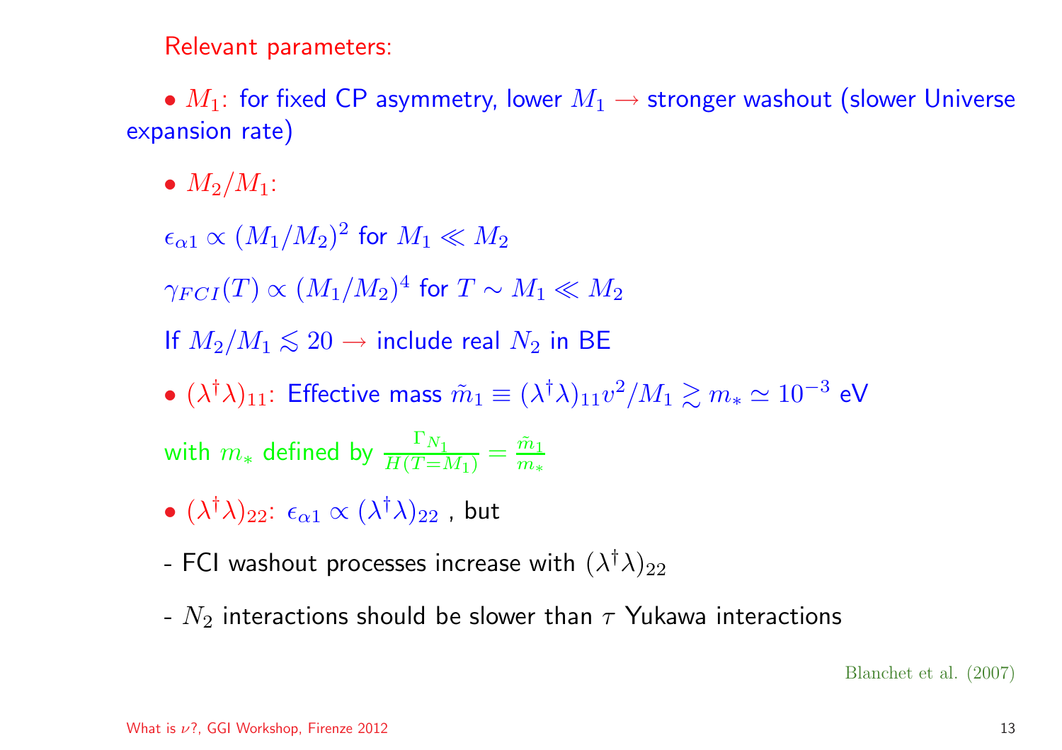Relevant parameters:

- $M_1$: for fixed CP asymmetry, lower $M_1 \rightarrow$ stronger washout (slower Universe expansion rate)

- $M_2/M_1$:

$\epsilon_{\alpha 1} \propto (M_1/M_2)^2$ for $M_1 \ll M_2$

$\gamma_{FCI}(T) \propto (M_1/M_2)^4$ for $T \sim M_1 \ll M_2$

If $M_2/M_1 \lesssim 20 \rightarrow$ include real $N_2$ in BE

- $(\lambda^\dagger \lambda)_{11}$: Effective mass $\tilde{m}_1 \equiv (\lambda^\dagger \lambda)_{11} v^2 / M_1 \gtrsim m_* \simeq 10^{-3}$ eV

with $m_*$ defined by $\frac{\Gamma_{N_1}}{H(T=M_1)} = \frac{\tilde{m}_1}{m_*}$

- $(\lambda^\dagger \lambda)_{22}$: $\epsilon_{\alpha 1} \propto (\lambda^\dagger \lambda)_{22}$ , but

- FCI washout processes increase with $(\lambda^\dagger \lambda)_{22}$

- $N_2$ interactions should be slower than $\tau$ Yukawa interactions

Blanchet et al. (2007)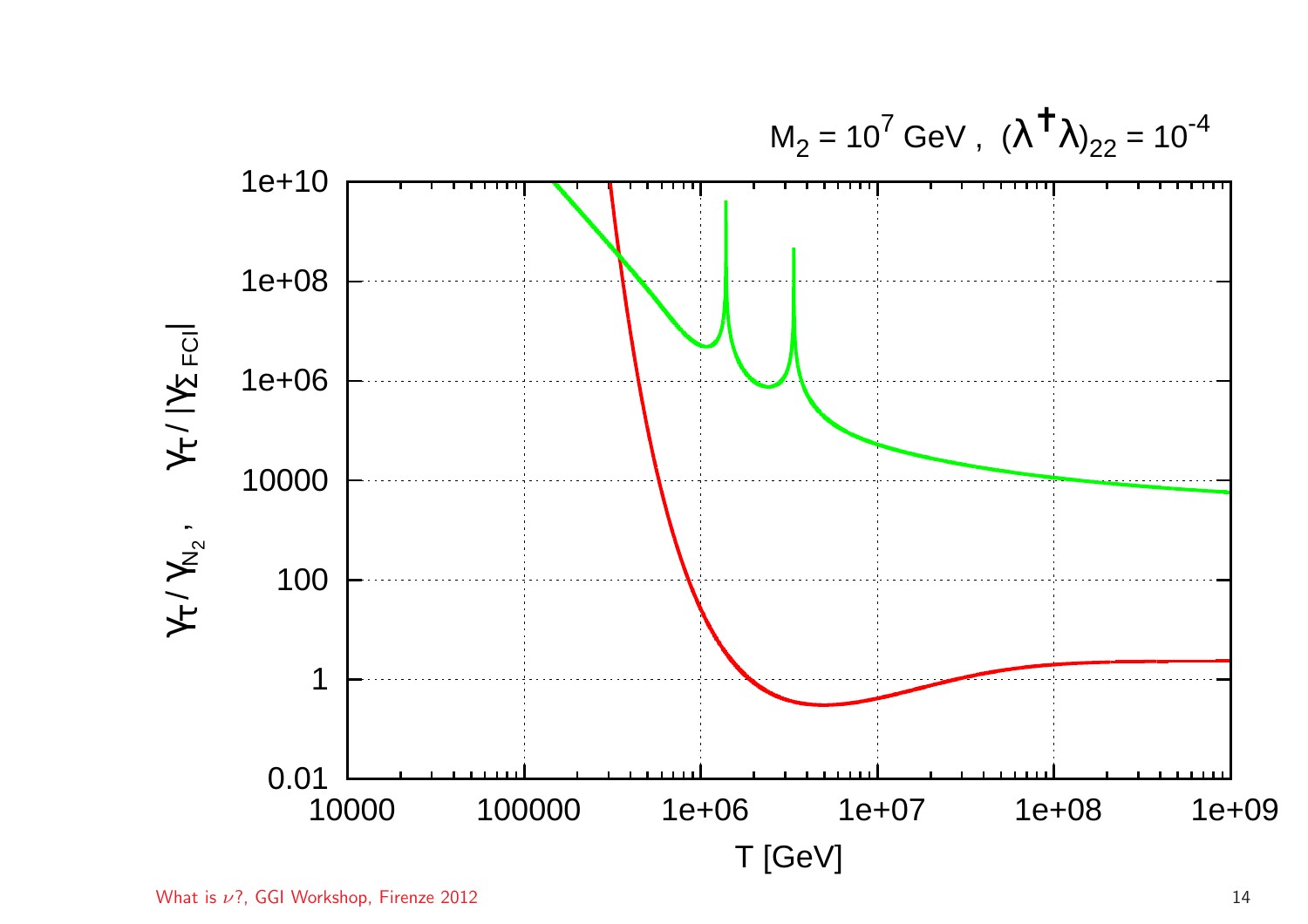$M_2 = 10^7$ GeV , $(\lambda^\dagger\lambda)_{22} = 10^{-4}$

$\gamma_\tau / \gamma_{N_2}$ , $\gamma_\tau / |\gamma_{\Sigma\,FCI}|$

T [GeV]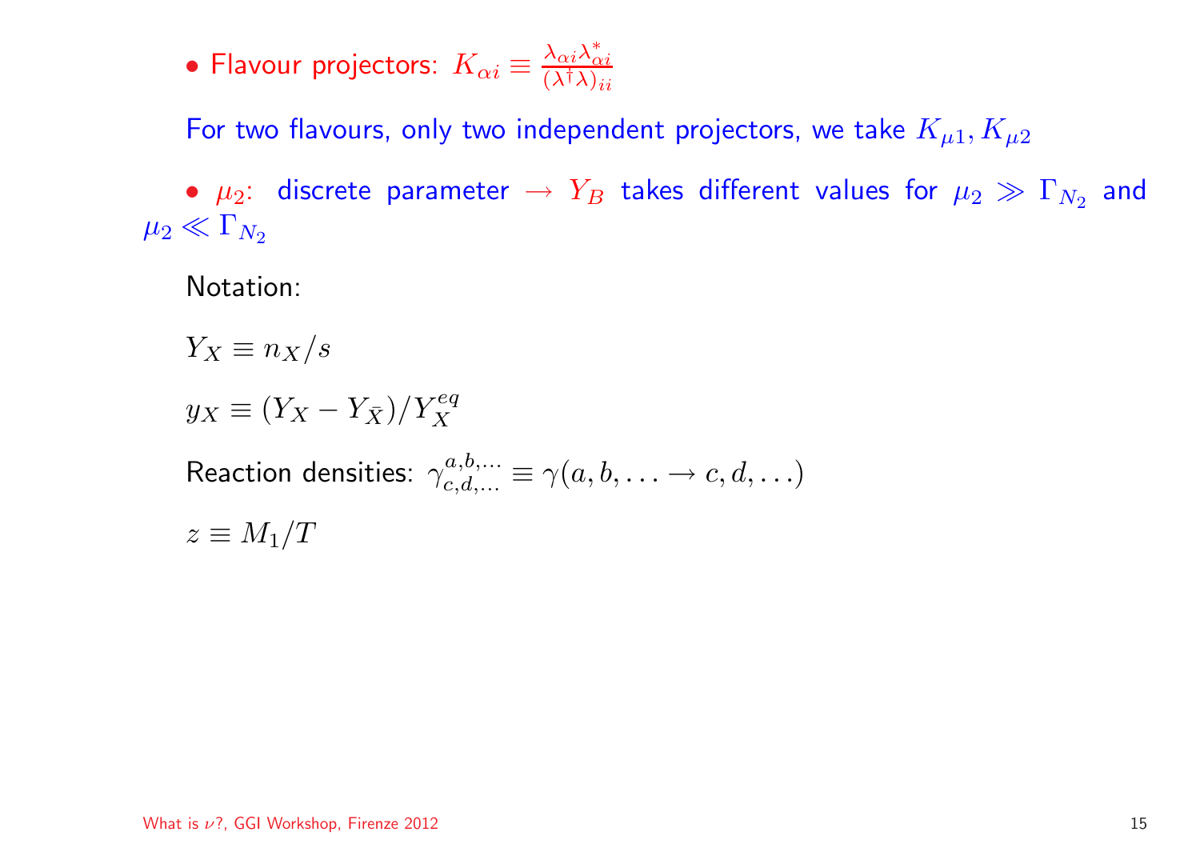- Flavour projectors: $K_{\alpha i} \equiv \frac{\lambda_{\alpha i}\lambda^*_{\alpha i}}{(\lambda^\dagger \lambda)_{ii}}$

  For two flavours, only two independent projectors, we take $K_{\mu 1}, K_{\mu 2}$

- $\mu_2$: discrete parameter $\rightarrow$ $Y_B$ takes different values for $\mu_2 \gg \Gamma_{N_2}$ and $\mu_2 \ll \Gamma_{N_2}$

  Notation:

  $Y_X \equiv n_X/s$

  $y_X \equiv (Y_X - Y_{\bar{X}})/Y_X^{eq}$

  Reaction densities: $\gamma^{a,b,\ldots}_{c,d,\ldots} \equiv \gamma(a, b, \ldots \rightarrow c, d, \ldots)$

  $z \equiv M_1/T$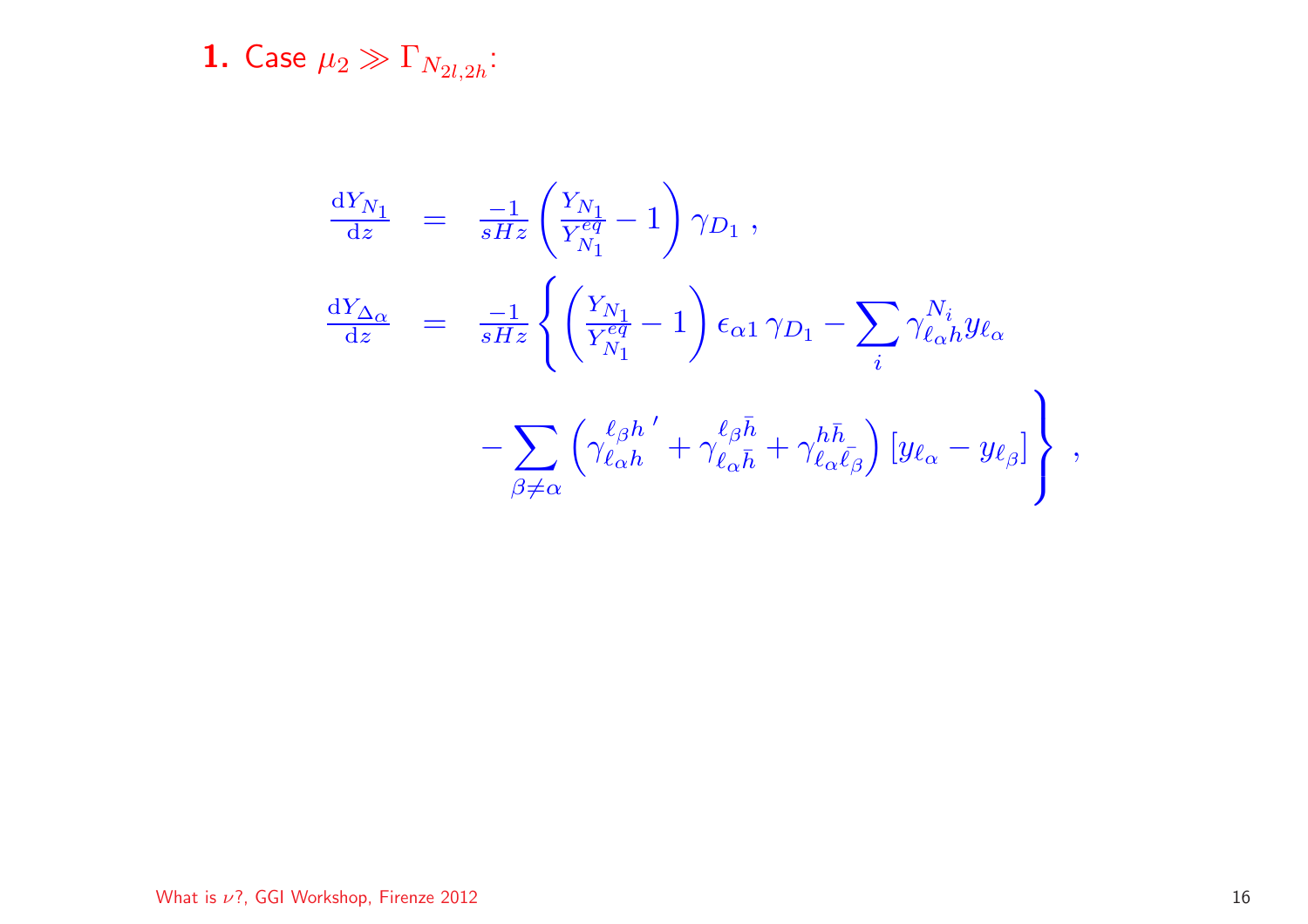**1.** Case $\mu_2 \gg \Gamma_{N_{2l,2h}}$:

$$
\begin{aligned}
\frac{\mathrm{d}Y_{N_1}}{\mathrm{d}z} &= \frac{-1}{sHz}\left(\frac{Y_{N_1}}{Y_{N_1}^{eq}} - 1\right)\gamma_{D_1} \, , \\
\frac{\mathrm{d}Y_{\Delta_\alpha}}{\mathrm{d}z} &= \frac{-1}{sHz}\left\{\left(\frac{Y_{N_1}}{Y_{N_1}^{eq}} - 1\right)\epsilon_{\alpha 1}\,\gamma_{D_1} - \sum_i \gamma_{\ell_\alpha h}^{N_i} y_{\ell_\alpha} \right. \\
&\qquad \left. - \sum_{\beta \neq \alpha}\left(\gamma_{\ell_\alpha h}^{\ell_\beta h\,\prime} + \gamma_{\ell_\alpha \bar{h}}^{\ell_\beta \bar{h}} + \gamma_{\ell_\alpha \bar{\ell}_\beta}^{h\bar{h}}\right)\left[y_{\ell_\alpha} - y_{\ell_\beta}\right]\right\} \, ,
\end{aligned}
$$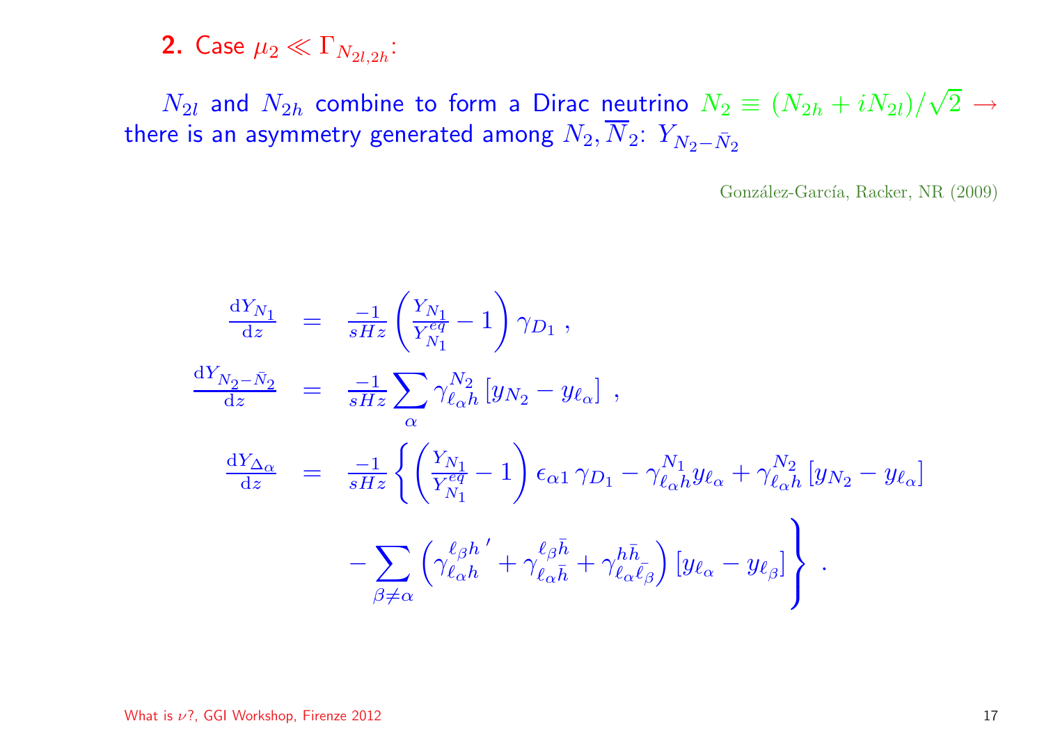**2.** Case $\mu_2 \ll \Gamma_{N_{2l,2h}}$:

$N_{2l}$ and $N_{2h}$ combine to form a Dirac neutrino $N_2 \equiv (N_{2h} + iN_{2l})/\sqrt{2} \rightarrow$ there is an asymmetry generated among $N_2, \overline{N}_2$: $Y_{N_2 - \bar{N}_2}$

González-García, Racker, NR (2009)

$$
\begin{aligned}
\frac{\mathrm{d}Y_{N_1}}{\mathrm{d}z} &= \frac{-1}{sHz}\left(\frac{Y_{N_1}}{Y^{eq}_{N_1}} - 1\right)\gamma_{D_1} \ , \\
\frac{\mathrm{d}Y_{N_2-\bar{N}_2}}{\mathrm{d}z} &= \frac{-1}{sHz}\sum_{\alpha}\gamma^{N_2}_{\ell_\alpha h}\left[y_{N_2} - y_{\ell_\alpha}\right] \ , \\
\frac{\mathrm{d}Y_{\Delta_\alpha}}{\mathrm{d}z} &= \frac{-1}{sHz}\left\{\left(\frac{Y_{N_1}}{Y^{eq}_{N_1}} - 1\right)\epsilon_{\alpha 1}\,\gamma_{D_1} - \gamma^{N_1}_{\ell_\alpha h} y_{\ell_\alpha} + \gamma^{N_2}_{\ell_\alpha h}\left[y_{N_2} - y_{\ell_\alpha}\right]\right. \\
&\qquad \left. - \sum_{\beta\neq\alpha}\left(\gamma^{\ell_\beta h\,\prime}_{\ell_\alpha h} + \gamma^{\ell_\beta \bar{h}}_{\ell_\alpha \bar{h}} + \gamma^{h\bar{h}}_{\ell_\alpha \bar{\ell}_\beta}\right)\left[y_{\ell_\alpha} - y_{\ell_\beta}\right]\right\} \ .
\end{aligned}
$$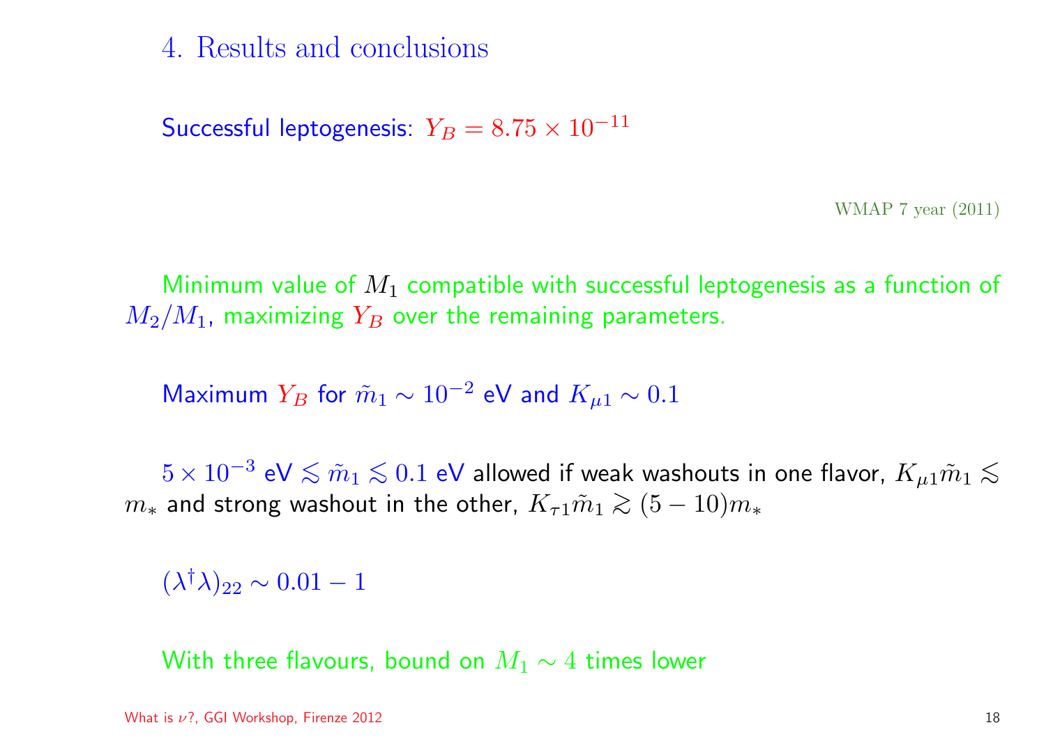## 4. Results and conclusions

Successful leptogenesis: $Y_B = 8.75 \times 10^{-11}$

WMAP 7 year (2011)

Minimum value of $M_1$ compatible with successful leptogenesis as a function of $M_2/M_1$, maximizing $Y_B$ over the remaining parameters.

Maximum $Y_B$ for $\tilde{m}_1 \sim 10^{-2}$ eV and $K_{\mu 1} \sim 0.1$

$5 \times 10^{-3}$ eV $\lesssim \tilde{m}_1 \lesssim 0.1$ eV allowed if weak washouts in one flavor, $K_{\mu 1}\tilde{m}_1 \lesssim m_*$ and strong washout in the other, $K_{\tau 1}\tilde{m}_1 \gtrsim (5 - 10)m_*$

$(\lambda^\dagger \lambda)_{22} \sim 0.01 - 1$

With three flavours, bound on $M_1 \sim 4$ times lower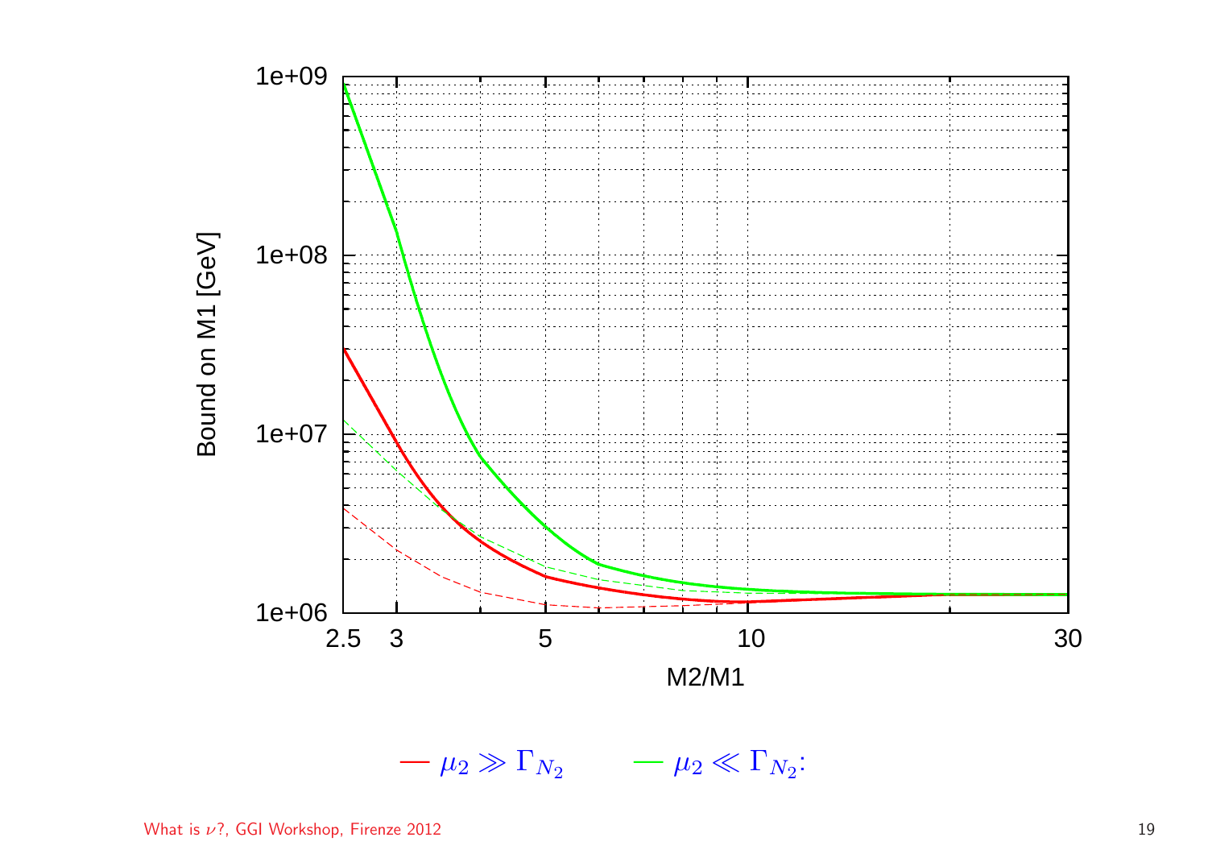Bound on M1 [GeV]

1e+09

1e+08

1e+07

1e+06

2.5 3 5 10 30

M2/M1

— $\mu_2 \gg \Gamma_{N_2}$ — $\mu_2 \ll \Gamma_{N_2}$: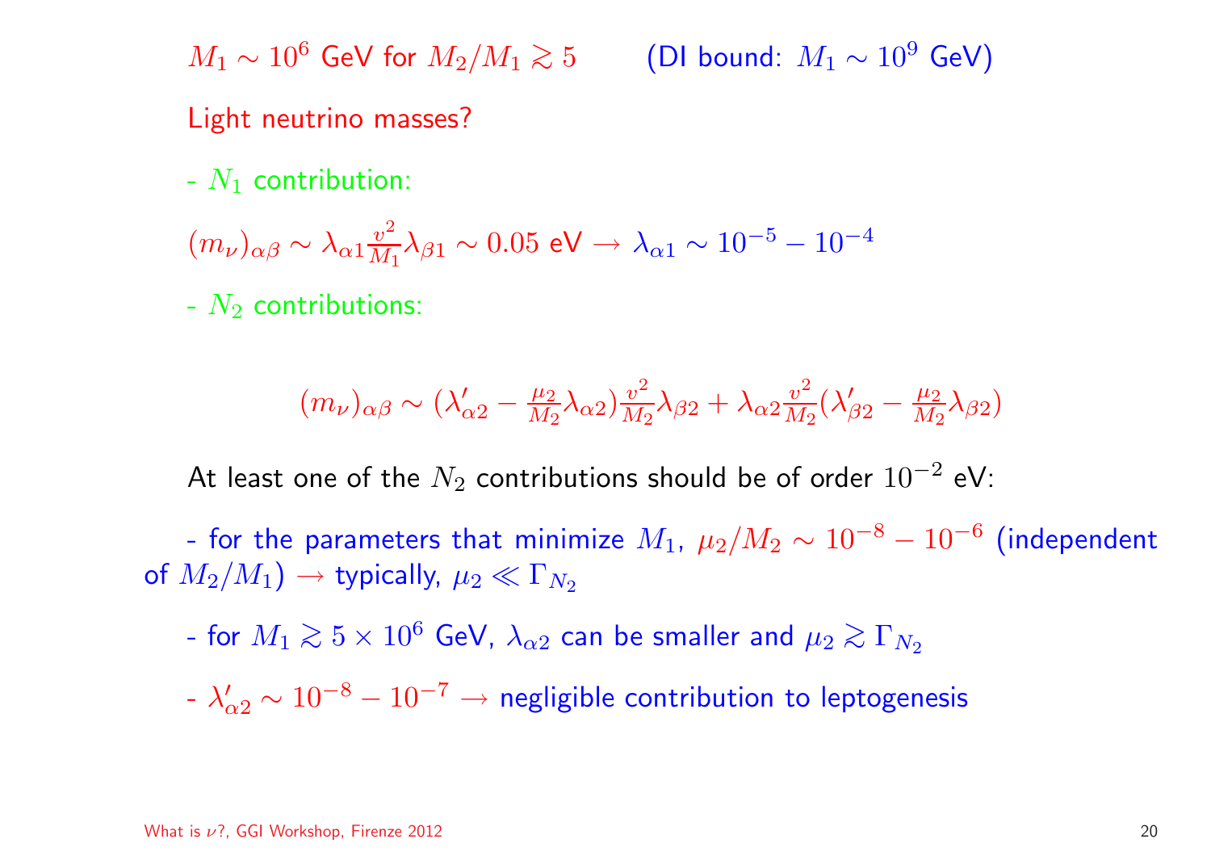$M_1 \sim 10^6$ GeV for $M_2/M_1 \gtrsim 5$ (DI bound: $M_1 \sim 10^9$ GeV)

Light neutrino masses?

- $N_1$ contribution:

$(m_\nu)_{\alpha\beta} \sim \lambda_{\alpha 1} \frac{v^2}{M_1} \lambda_{\beta 1} \sim 0.05$ eV $\rightarrow \lambda_{\alpha 1} \sim 10^{-5} - 10^{-4}$

- $N_2$ contributions:

$$(m_\nu)_{\alpha\beta} \sim (\lambda'_{\alpha 2} - \frac{\mu_2}{M_2} \lambda_{\alpha 2}) \frac{v^2}{M_2} \lambda_{\beta 2} + \lambda_{\alpha 2} \frac{v^2}{M_2} (\lambda'_{\beta 2} - \frac{\mu_2}{M_2} \lambda_{\beta 2})$$

At least one of the $N_2$ contributions should be of order $10^{-2}$ eV:

- for the parameters that minimize $M_1$, $\mu_2/M_2 \sim 10^{-8} - 10^{-6}$ (independent of $M_2/M_1$) $\rightarrow$ typically, $\mu_2 \ll \Gamma_{N_2}$

- for $M_1 \gtrsim 5 \times 10^6$ GeV, $\lambda_{\alpha 2}$ can be smaller and $\mu_2 \gtrsim \Gamma_{N_2}$

- $\lambda'_{\alpha 2} \sim 10^{-8} - 10^{-7} \rightarrow$ negligible contribution to leptogenesis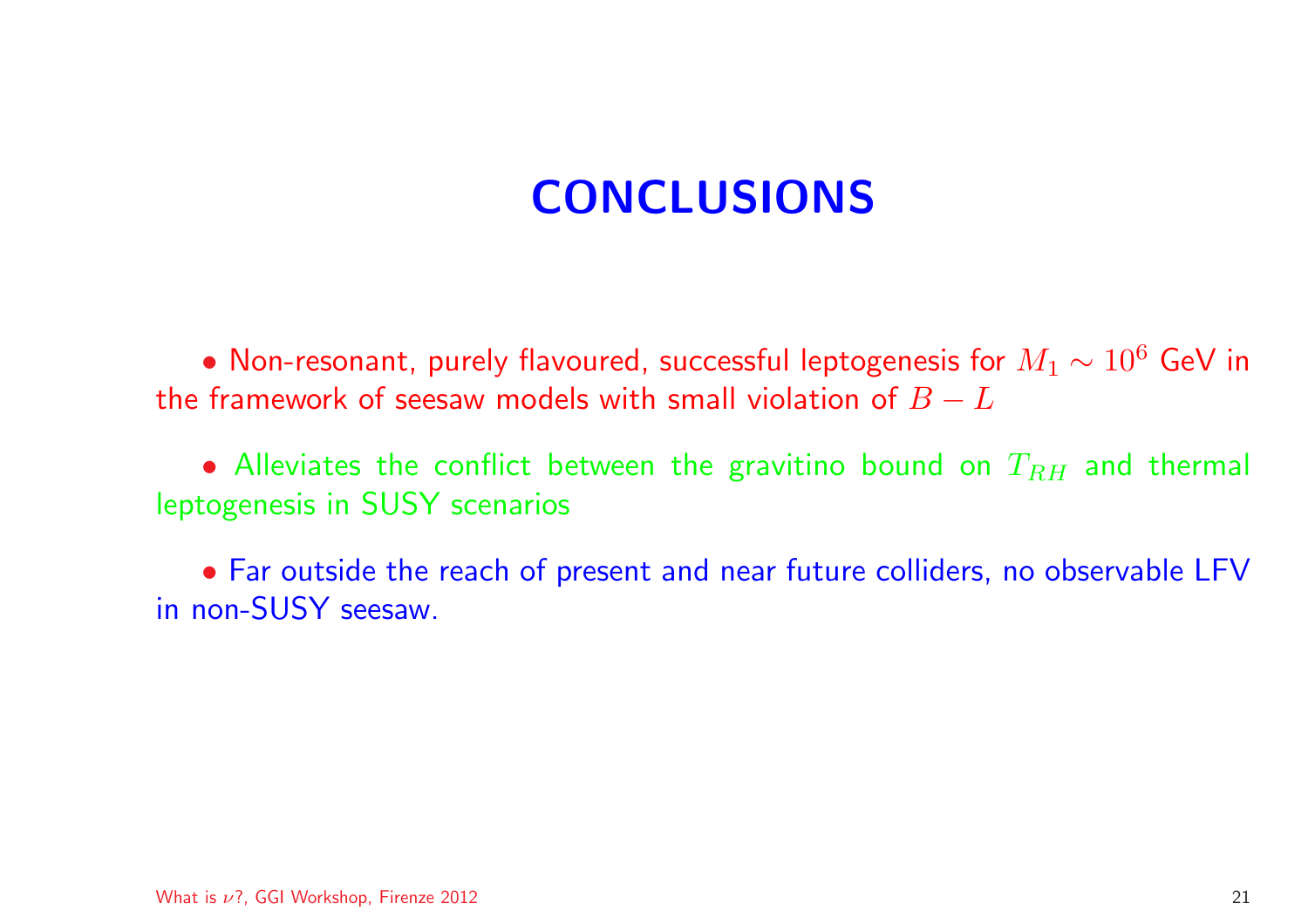# CONCLUSIONS

- Non-resonant, purely flavoured, successful leptogenesis for $M_1 \sim 10^6$ GeV in the framework of seesaw models with small violation of $B - L$

- Alleviates the conflict between the gravitino bound on $T_{RH}$ and thermal leptogenesis in SUSY scenarios

- Far outside the reach of present and near future colliders, no observable LFV in non-SUSY seesaw.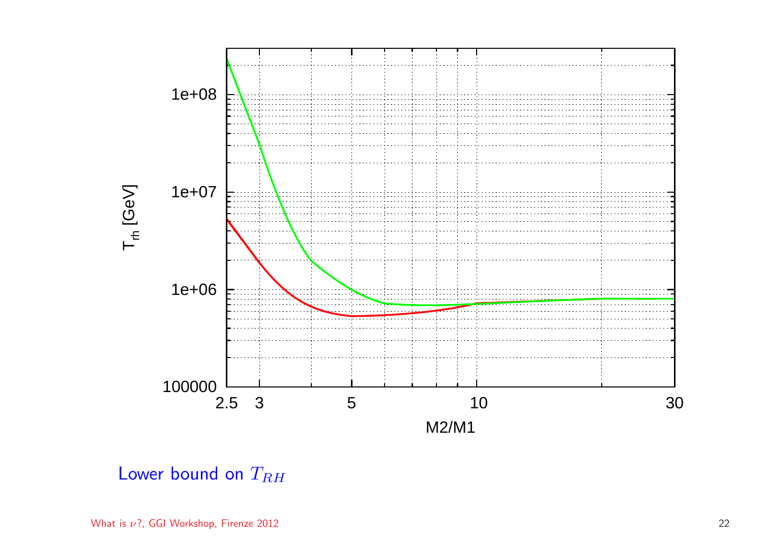T_rh [GeV]

1e+08

1e+07

1e+06

100000

2.5

3

5

10

30

M2/M1

Lower bound on $T_{RH}$